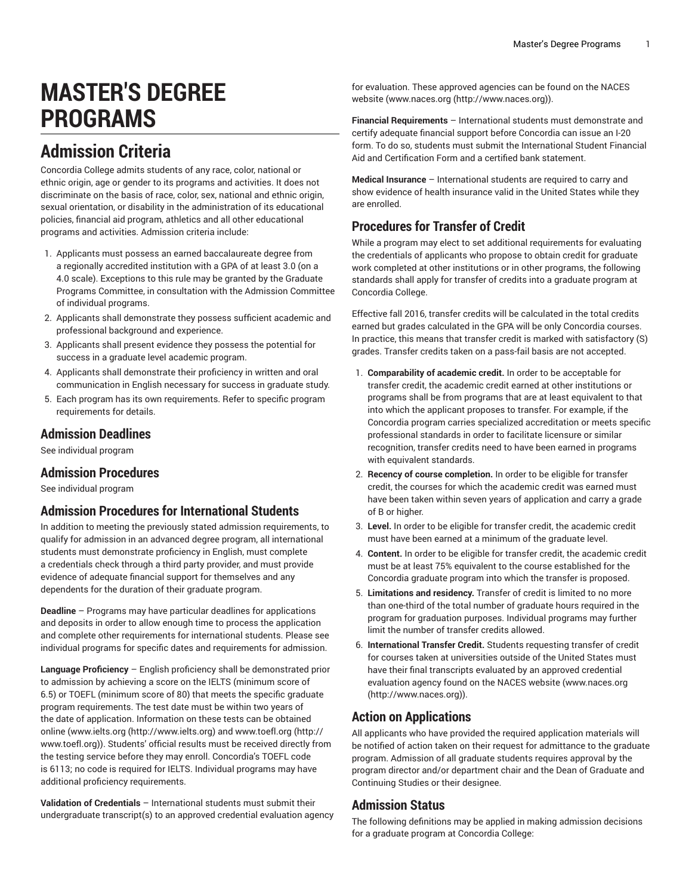# MASTER'S DEGREE PROGRAMS

## Admission Criteria

Concordia College admits students of any race, color, national or ethnic origin, age or gender to its programs and activities. It does not discriminate on the basis of race, color, sex, national and ethnic origin, sexual orientation, or disability in the administration of its educational policies, financial aid program, athletics and all other educational programs and activities. Admission criteria include:

1. Applicants must possess an earned baccalaureate degree from a regionally accredited institution with a GPA of at least 3.0 (on a 4.0 scale). Exceptions to this rule may be granted by the Graduate Programs Committee, in consultation with the Admission Committee of individual programs.
2. Applicants shall demonstrate they possess sufficient academic and professional background and experience.
3. Applicants shall present evidence they possess the potential for success in a graduate level academic program.
4. Applicants shall demonstrate their proficiency in written and oral communication in English necessary for success in graduate study.
5. Each program has its own requirements. Refer to specific program requirements for details.

### Admission Deadlines

See individual program

### Admission Procedures

See individual program

### Admission Procedures for International Students

In addition to meeting the previously stated admission requirements, to qualify for admission in an advanced degree program, all international students must demonstrate proficiency in English, must complete a credentials check through a third party provider, and must provide evidence of adequate financial support for themselves and any dependents for the duration of their graduate program.

**Deadline** – Programs may have particular deadlines for applications and deposits in order to allow enough time to process the application and complete other requirements for international students. Please see individual programs for specific dates and requirements for admission.

**Language Proficiency** – English proficiency shall be demonstrated prior to admission by achieving a score on the IELTS (minimum score of 6.5) or TOEFL (minimum score of 80) that meets the specific graduate program requirements. The test date must be within two years of the date of application. Information on these tests can be obtained online (www.ielts.org (http://www.ielts.org) and www.toefl.org (http://www.toefl.org)). Students' official results must be received directly from the testing service before they may enroll. Concordia's TOEFL code is 6113; no code is required for IELTS. Individual programs may have additional proficiency requirements.

**Validation of Credentials** – International students must submit their undergraduate transcript(s) to an approved credential evaluation agency for evaluation. These approved agencies can be found on the NACES website (www.naces.org (http://www.naces.org)).

**Financial Requirements** – International students must demonstrate and certify adequate financial support before Concordia can issue an I-20 form. To do so, students must submit the International Student Financial Aid and Certification Form and a certified bank statement.

**Medical Insurance** – International students are required to carry and show evidence of health insurance valid in the United States while they are enrolled.

### Procedures for Transfer of Credit

While a program may elect to set additional requirements for evaluating the credentials of applicants who propose to obtain credit for graduate work completed at other institutions or in other programs, the following standards shall apply for transfer of credits into a graduate program at Concordia College.

Effective fall 2016, transfer credits will be calculated in the total credits earned but grades calculated in the GPA will be only Concordia courses. In practice, this means that transfer credit is marked with satisfactory (S) grades. Transfer credits taken on a pass-fail basis are not accepted.

1. **Comparability of academic credit.** In order to be acceptable for transfer credit, the academic credit earned at other institutions or programs shall be from programs that are at least equivalent to that into which the applicant proposes to transfer. For example, if the Concordia program carries specialized accreditation or meets specific professional standards in order to facilitate licensure or similar recognition, transfer credits need to have been earned in programs with equivalent standards.
2. **Recency of course completion.** In order to be eligible for transfer credit, the courses for which the academic credit was earned must have been taken within seven years of application and carry a grade of B or higher.
3. **Level.** In order to be eligible for transfer credit, the academic credit must have been earned at a minimum of the graduate level.
4. **Content.** In order to be eligible for transfer credit, the academic credit must be at least 75% equivalent to the course established for the Concordia graduate program into which the transfer is proposed.
5. **Limitations and residency.** Transfer of credit is limited to no more than one-third of the total number of graduate hours required in the program for graduation purposes. Individual programs may further limit the number of transfer credits allowed.
6. **International Transfer Credit.** Students requesting transfer of credit for courses taken at universities outside of the United States must have their final transcripts evaluated by an approved credential evaluation agency found on the NACES website (www.naces.org (http://www.naces.org)).

### Action on Applications

All applicants who have provided the required application materials will be notified of action taken on their request for admittance to the graduate program. Admission of all graduate students requires approval by the program director and/or department chair and the Dean of Graduate and Continuing Studies or their designee.

### Admission Status

The following definitions may be applied in making admission decisions for a graduate program at Concordia College: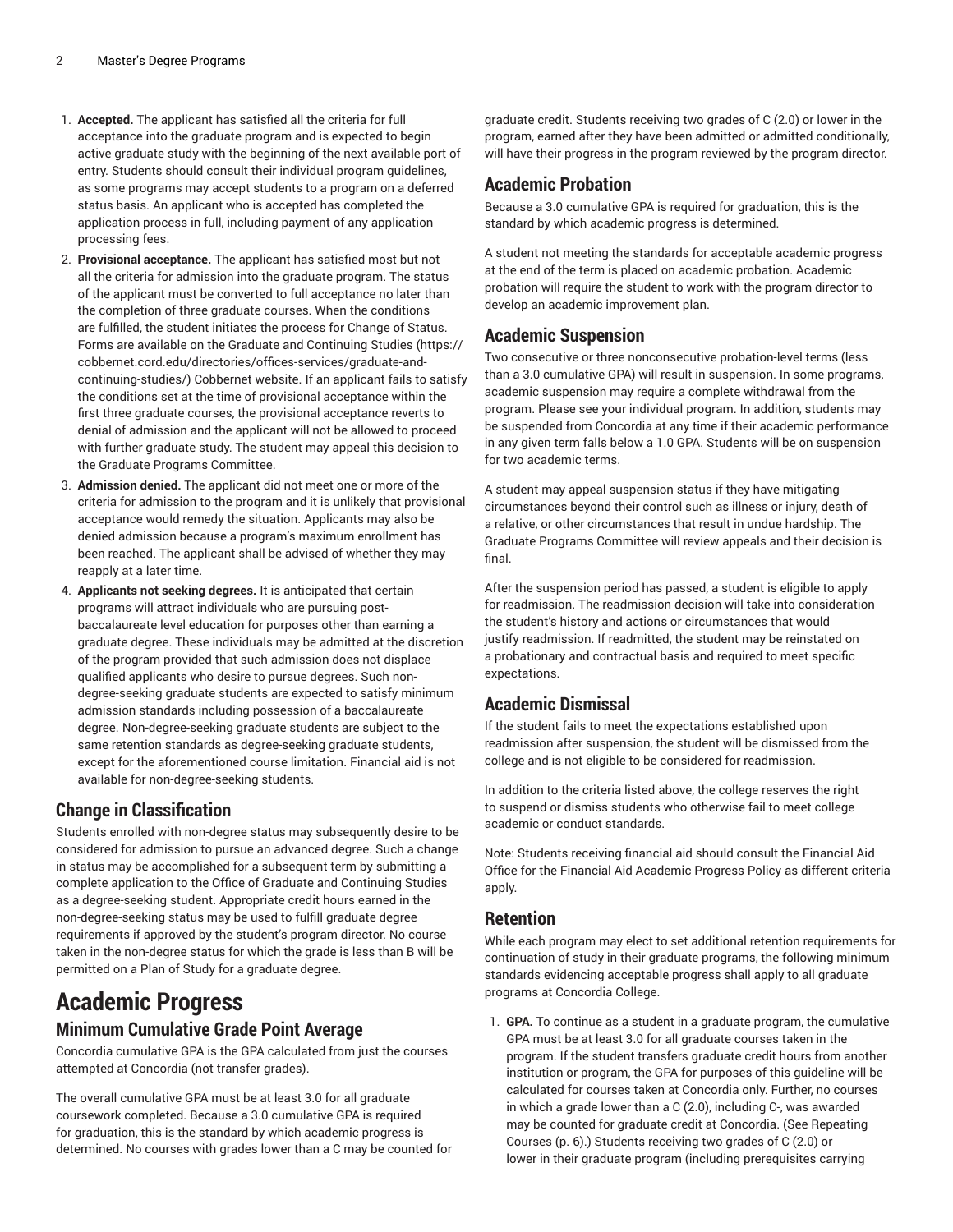1. **Accepted.** The applicant has satisfied all the criteria for full acceptance into the graduate program and is expected to begin active graduate study with the beginning of the next available port of entry. Students should consult their individual program guidelines, as some programs may accept students to a program on a deferred status basis. An applicant who is accepted has completed the application process in full, including payment of any application processing fees.
2. **Provisional acceptance.** The applicant has satisfied most but not all the criteria for admission into the graduate program. The status of the applicant must be converted to full acceptance no later than the completion of three graduate courses. When the conditions are fulfilled, the student initiates the process for Change of Status. Forms are available on the Graduate and Continuing Studies (https://cobbernet.cord.edu/directories/offices-services/graduate-and-continuing-studies/) Cobbernet website. If an applicant fails to satisfy the conditions set at the time of provisional acceptance within the first three graduate courses, the provisional acceptance reverts to denial of admission and the applicant will not be allowed to proceed with further graduate study. The student may appeal this decision to the Graduate Programs Committee.
3. **Admission denied.** The applicant did not meet one or more of the criteria for admission to the program and it is unlikely that provisional acceptance would remedy the situation. Applicants may also be denied admission because a program's maximum enrollment has been reached. The applicant shall be advised of whether they may reapply at a later time.
4. **Applicants not seeking degrees.** It is anticipated that certain programs will attract individuals who are pursuing post-baccalaureate level education for purposes other than earning a graduate degree. These individuals may be admitted at the discretion of the program provided that such admission does not displace qualified applicants who desire to pursue degrees. Such non-degree-seeking graduate students are expected to satisfy minimum admission standards including possession of a baccalaureate degree. Non-degree-seeking graduate students are subject to the same retention standards as degree-seeking graduate students, except for the aforementioned course limitation. Financial aid is not available for non-degree-seeking students.

## Change in Classification

Students enrolled with non-degree status may subsequently desire to be considered for admission to pursue an advanced degree. Such a change in status may be accomplished for a subsequent term by submitting a complete application to the Office of Graduate and Continuing Studies as a degree-seeking student. Appropriate credit hours earned in the non-degree-seeking status may be used to fulfill graduate degree requirements if approved by the student's program director. No course taken in the non-degree status for which the grade is less than B will be permitted on a Plan of Study for a graduate degree.

# Academic Progress

## Minimum Cumulative Grade Point Average

Concordia cumulative GPA is the GPA calculated from just the courses attempted at Concordia (not transfer grades).

The overall cumulative GPA must be at least 3.0 for all graduate coursework completed. Because a 3.0 cumulative GPA is required for graduation, this is the standard by which academic progress is determined. No courses with grades lower than a C may be counted for graduate credit. Students receiving two grades of C (2.0) or lower in the program, earned after they have been admitted or admitted conditionally, will have their progress in the program reviewed by the program director.

## Academic Probation

Because a 3.0 cumulative GPA is required for graduation, this is the standard by which academic progress is determined.

A student not meeting the standards for acceptable academic progress at the end of the term is placed on academic probation. Academic probation will require the student to work with the program director to develop an academic improvement plan.

## Academic Suspension

Two consecutive or three nonconsecutive probation-level terms (less than a 3.0 cumulative GPA) will result in suspension. In some programs, academic suspension may require a complete withdrawal from the program. Please see your individual program. In addition, students may be suspended from Concordia at any time if their academic performance in any given term falls below a 1.0 GPA. Students will be on suspension for two academic terms.

A student may appeal suspension status if they have mitigating circumstances beyond their control such as illness or injury, death of a relative, or other circumstances that result in undue hardship. The Graduate Programs Committee will review appeals and their decision is final.

After the suspension period has passed, a student is eligible to apply for readmission. The readmission decision will take into consideration the student's history and actions or circumstances that would justify readmission. If readmitted, the student may be reinstated on a probationary and contractual basis and required to meet specific expectations.

## Academic Dismissal

If the student fails to meet the expectations established upon readmission after suspension, the student will be dismissed from the college and is not eligible to be considered for readmission.

In addition to the criteria listed above, the college reserves the right to suspend or dismiss students who otherwise fail to meet college academic or conduct standards.

Note: Students receiving financial aid should consult the Financial Aid Office for the Financial Aid Academic Progress Policy as different criteria apply.

## Retention

While each program may elect to set additional retention requirements for continuation of study in their graduate programs, the following minimum standards evidencing acceptable progress shall apply to all graduate programs at Concordia College.

1. **GPA.** To continue as a student in a graduate program, the cumulative GPA must be at least 3.0 for all graduate courses taken in the program. If the student transfers graduate credit hours from another institution or program, the GPA for purposes of this guideline will be calculated for courses taken at Concordia only. Further, no courses in which a grade lower than a C (2.0), including C-, was awarded may be counted for graduate credit at Concordia. (See Repeating Courses (p. 6).) Students receiving two grades of C (2.0) or lower in their graduate program (including prerequisites carrying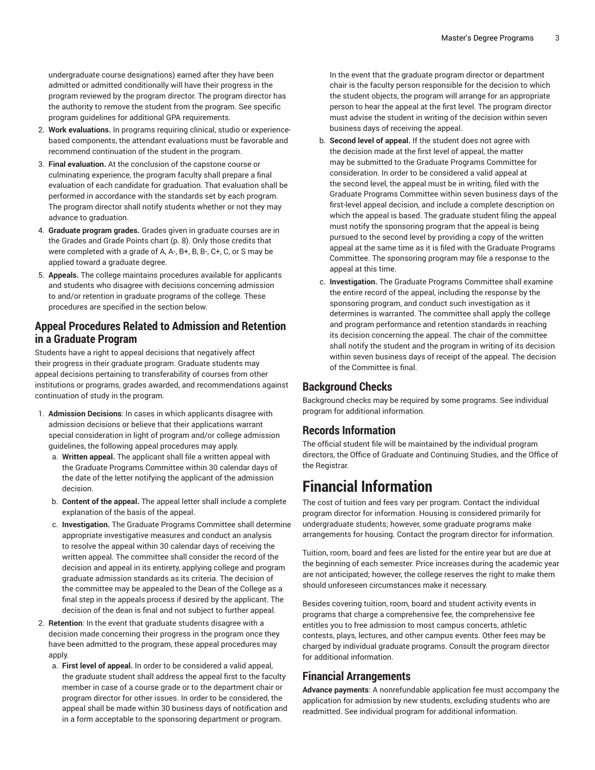undergraduate course designations) earned after they have been admitted or admitted conditionally will have their progress in the program reviewed by the program director. The program director has the authority to remove the student from the program. See specific program guidelines for additional GPA requirements.

2. **Work evaluations.** In programs requiring clinical, studio or experience-based components, the attendant evaluations must be favorable and recommend continuation of the student in the program.
3. **Final evaluation.** At the conclusion of the capstone course or culminating experience, the program faculty shall prepare a final evaluation of each candidate for graduation. That evaluation shall be performed in accordance with the standards set by each program. The program director shall notify students whether or not they may advance to graduation.
4. **Graduate program grades.** Grades given in graduate courses are in the Grades and Grade Points chart (p. 8). Only those credits that were completed with a grade of A, A-, B+, B, B-, C+, C, or S may be applied toward a graduate degree.
5. **Appeals.** The college maintains procedures available for applicants and students who disagree with decisions concerning admission to and/or retention in graduate programs of the college. These procedures are specified in the section below.

## Appeal Procedures Related to Admission and Retention in a Graduate Program

Students have a right to appeal decisions that negatively affect their progress in their graduate program. Graduate students may appeal decisions pertaining to transferability of courses from other institutions or programs, grades awarded, and recommendations against continuation of study in the program.

1. **Admission Decisions**: In cases in which applicants disagree with admission decisions or believe that their applications warrant special consideration in light of program and/or college admission guidelines, the following appeal procedures may apply.
   a. **Written appeal.** The applicant shall file a written appeal with the Graduate Programs Committee within 30 calendar days of the date of the letter notifying the applicant of the admission decision.
   b. **Content of the appeal.** The appeal letter shall include a complete explanation of the basis of the appeal.
   c. **Investigation.** The Graduate Programs Committee shall determine appropriate investigative measures and conduct an analysis to resolve the appeal within 30 calendar days of receiving the written appeal. The committee shall consider the record of the decision and appeal in its entirety, applying college and program graduate admission standards as its criteria. The decision of the committee may be appealed to the Dean of the College as a final step in the appeals process if desired by the applicant. The decision of the dean is final and not subject to further appeal.
2. **Retention**: In the event that graduate students disagree with a decision made concerning their progress in the program once they have been admitted to the program, these appeal procedures may apply.
   a. **First level of appeal.** In order to be considered a valid appeal, the graduate student shall address the appeal first to the faculty member in case of a course grade or to the department chair or program director for other issues. In order to be considered, the appeal shall be made within 30 business days of notification and in a form acceptable to the sponsoring department or program.

      In the event that the graduate program director or department chair is the faculty person responsible for the decision to which the student objects, the program will arrange for an appropriate person to hear the appeal at the first level. The program director must advise the student in writing of the decision within seven business days of receiving the appeal.
   b. **Second level of appeal.** If the student does not agree with the decision made at the first level of appeal, the matter may be submitted to the Graduate Programs Committee for consideration. In order to be considered a valid appeal at the second level, the appeal must be in writing, filed with the Graduate Programs Committee within seven business days of the first-level appeal decision, and include a complete description on which the appeal is based. The graduate student filing the appeal must notify the sponsoring program that the appeal is being pursued to the second level by providing a copy of the written appeal at the same time as it is filed with the Graduate Programs Committee. The sponsoring program may file a response to the appeal at this time.
   c. **Investigation.** The Graduate Programs Committee shall examine the entire record of the appeal, including the response by the sponsoring program, and conduct such investigation as it determines is warranted. The committee shall apply the college and program performance and retention standards in reaching its decision concerning the appeal. The chair of the committee shall notify the student and the program in writing of its decision within seven business days of receipt of the appeal. The decision of the Committee is final.

## Background Checks

Background checks may be required by some programs. See individual program for additional information.

## Records Information

The official student file will be maintained by the individual program directors, the Office of Graduate and Continuing Studies, and the Office of the Registrar.

# Financial Information

The cost of tuition and fees vary per program. Contact the individual program director for information. Housing is considered primarily for undergraduate students; however, some graduate programs make arrangements for housing. Contact the program director for information.

Tuition, room, board and fees are listed for the entire year but are due at the beginning of each semester. Price increases during the academic year are not anticipated; however, the college reserves the right to make them should unforeseen circumstances make it necessary.

Besides covering tuition, room, board and student activity events in programs that charge a comprehensive fee, the comprehensive fee entitles you to free admission to most campus concerts, athletic contests, plays, lectures, and other campus events. Other fees may be charged by individual graduate programs. Consult the program director for additional information.

## Financial Arrangements

**Advance payments**: A nonrefundable application fee must accompany the application for admission by new students, excluding students who are readmitted. See individual program for additional information.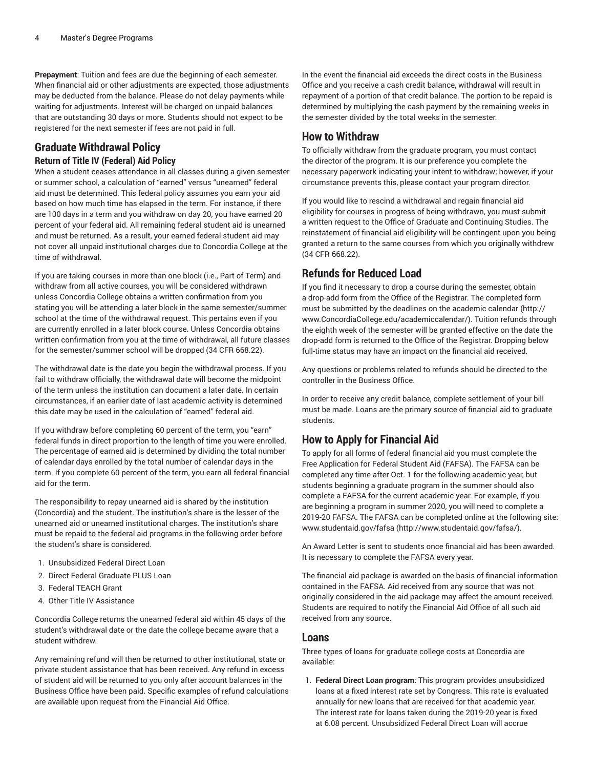**Prepayment**: Tuition and fees are due the beginning of each semester. When financial aid or other adjustments are expected, those adjustments may be deducted from the balance. Please do not delay payments while waiting for adjustments. Interest will be charged on unpaid balances that are outstanding 30 days or more. Students should not expect to be registered for the next semester if fees are not paid in full.

## Graduate Withdrawal Policy

### Return of Title IV (Federal) Aid Policy

When a student ceases attendance in all classes during a given semester or summer school, a calculation of "earned" versus "unearned" federal aid must be determined. This federal policy assumes you earn your aid based on how much time has elapsed in the term. For instance, if there are 100 days in a term and you withdraw on day 20, you have earned 20 percent of your federal aid. All remaining federal student aid is unearned and must be returned. As a result, your earned federal student aid may not cover all unpaid institutional charges due to Concordia College at the time of withdrawal.

If you are taking courses in more than one block (i.e., Part of Term) and withdraw from all active courses, you will be considered withdrawn unless Concordia College obtains a written confirmation from you stating you will be attending a later block in the same semester/summer school at the time of the withdrawal request. This pertains even if you are currently enrolled in a later block course. Unless Concordia obtains written confirmation from you at the time of withdrawal, all future classes for the semester/summer school will be dropped (34 CFR 668.22).

The withdrawal date is the date you begin the withdrawal process. If you fail to withdraw officially, the withdrawal date will become the midpoint of the term unless the institution can document a later date. In certain circumstances, if an earlier date of last academic activity is determined this date may be used in the calculation of "earned" federal aid.

If you withdraw before completing 60 percent of the term, you "earn" federal funds in direct proportion to the length of time you were enrolled. The percentage of earned aid is determined by dividing the total number of calendar days enrolled by the total number of calendar days in the term. If you complete 60 percent of the term, you earn all federal financial aid for the term.

The responsibility to repay unearned aid is shared by the institution (Concordia) and the student. The institution's share is the lesser of the unearned aid or unearned institutional charges. The institution's share must be repaid to the federal aid programs in the following order before the student's share is considered.

1. Unsubsidized Federal Direct Loan
2. Direct Federal Graduate PLUS Loan
3. Federal TEACH Grant
4. Other Title IV Assistance

Concordia College returns the unearned federal aid within 45 days of the student's withdrawal date or the date the college became aware that a student withdrew.

Any remaining refund will then be returned to other institutional, state or private student assistance that has been received. Any refund in excess of student aid will be returned to you only after account balances in the Business Office have been paid. Specific examples of refund calculations are available upon request from the Financial Aid Office.

In the event the financial aid exceeds the direct costs in the Business Office and you receive a cash credit balance, withdrawal will result in repayment of a portion of that credit balance. The portion to be repaid is determined by multiplying the cash payment by the remaining weeks in the semester divided by the total weeks in the semester.

## How to Withdraw

To officially withdraw from the graduate program, you must contact the director of the program. It is our preference you complete the necessary paperwork indicating your intent to withdraw; however, if your circumstance prevents this, please contact your program director.

If you would like to rescind a withdrawal and regain financial aid eligibility for courses in progress of being withdrawn, you must submit a written request to the Office of Graduate and Continuing Studies. The reinstatement of financial aid eligibility will be contingent upon you being granted a return to the same courses from which you originally withdrew (34 CFR 668.22).

## Refunds for Reduced Load

If you find it necessary to drop a course during the semester, obtain a drop-add form from the Office of the Registrar. The completed form must be submitted by the deadlines on the academic calendar (http://www.ConcordiaCollege.edu/academiccalendar/). Tuition refunds through the eighth week of the semester will be granted effective on the date the drop-add form is returned to the Office of the Registrar. Dropping below full-time status may have an impact on the financial aid received.

Any questions or problems related to refunds should be directed to the controller in the Business Office.

In order to receive any credit balance, complete settlement of your bill must be made. Loans are the primary source of financial aid to graduate students.

## How to Apply for Financial Aid

To apply for all forms of federal financial aid you must complete the Free Application for Federal Student Aid (FAFSA). The FAFSA can be completed any time after Oct. 1 for the following academic year, but students beginning a graduate program in the summer should also complete a FAFSA for the current academic year. For example, if you are beginning a program in summer 2020, you will need to complete a 2019-20 FAFSA. The FAFSA can be completed online at the following site: www.studentaid.gov/fafsa (http://www.studentaid.gov/fafsa/).

An Award Letter is sent to students once financial aid has been awarded. It is necessary to complete the FAFSA every year.

The financial aid package is awarded on the basis of financial information contained in the FAFSA. Aid received from any source that was not originally considered in the aid package may affect the amount received. Students are required to notify the Financial Aid Office of all such aid received from any source.

## Loans

Three types of loans for graduate college costs at Concordia are available:

1. **Federal Direct Loan program**: This program provides unsubsidized loans at a fixed interest rate set by Congress. This rate is evaluated annually for new loans that are received for that academic year. The interest rate for loans taken during the 2019-20 year is fixed at 6.08 percent. Unsubsidized Federal Direct Loan will accrue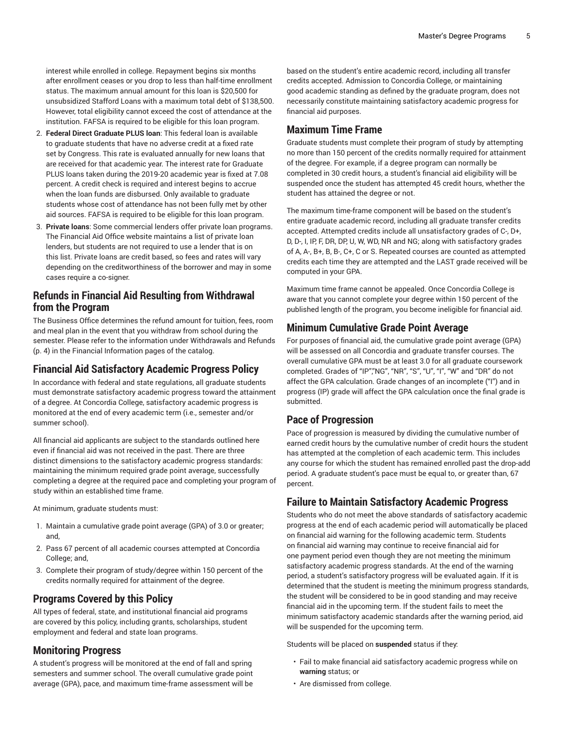interest while enrolled in college. Repayment begins six months after enrollment ceases or you drop to less than half-time enrollment status. The maximum annual amount for this loan is $20,500 for unsubsidized Stafford Loans with a maximum total debt of $138,500. However, total eligibility cannot exceed the cost of attendance at the institution. FAFSA is required to be eligible for this loan program.

2. **Federal Direct Graduate PLUS loan**: This federal loan is available to graduate students that have no adverse credit at a fixed rate set by Congress. This rate is evaluated annually for new loans that are received for that academic year. The interest rate for Graduate PLUS loans taken during the 2019-20 academic year is fixed at 7.08 percent. A credit check is required and interest begins to accrue when the loan funds are disbursed. Only available to graduate students whose cost of attendance has not been fully met by other aid sources. FAFSA is required to be eligible for this loan program.
3. **Private loans**: Some commercial lenders offer private loan programs. The Financial Aid Office website maintains a list of private loan lenders, but students are not required to use a lender that is on this list. Private loans are credit based, so fees and rates will vary depending on the creditworthiness of the borrower and may in some cases require a co-signer.

## Refunds in Financial Aid Resulting from Withdrawal from the Program

The Business Office determines the refund amount for tuition, fees, room and meal plan in the event that you withdraw from school during the semester. Please refer to the information under Withdrawals and Refunds (p. 4) in the Financial Information pages of the catalog.

## Financial Aid Satisfactory Academic Progress Policy

In accordance with federal and state regulations, all graduate students must demonstrate satisfactory academic progress toward the attainment of a degree. At Concordia College, satisfactory academic progress is monitored at the end of every academic term (i.e., semester and/or summer school).

All financial aid applicants are subject to the standards outlined here even if financial aid was not received in the past. There are three distinct dimensions to the satisfactory academic progress standards: maintaining the minimum required grade point average, successfully completing a degree at the required pace and completing your program of study within an established time frame.

At minimum, graduate students must:

1. Maintain a cumulative grade point average (GPA) of 3.0 or greater; and,
2. Pass 67 percent of all academic courses attempted at Concordia College; and,
3. Complete their program of study/degree within 150 percent of the credits normally required for attainment of the degree.

## Programs Covered by this Policy

All types of federal, state, and institutional financial aid programs are covered by this policy, including grants, scholarships, student employment and federal and state loan programs.

## Monitoring Progress

A student's progress will be monitored at the end of fall and spring semesters and summer school. The overall cumulative grade point average (GPA), pace, and maximum time-frame assessment will be based on the student's entire academic record, including all transfer credits accepted. Admission to Concordia College, or maintaining good academic standing as defined by the graduate program, does not necessarily constitute maintaining satisfactory academic progress for financial aid purposes.

## Maximum Time Frame

Graduate students must complete their program of study by attempting no more than 150 percent of the credits normally required for attainment of the degree. For example, if a degree program can normally be completed in 30 credit hours, a student's financial aid eligibility will be suspended once the student has attempted 45 credit hours, whether the student has attained the degree or not.

The maximum time-frame component will be based on the student's entire graduate academic record, including all graduate transfer credits accepted. Attempted credits include all unsatisfactory grades of C-, D+, D, D-, I, IP, F, DR, DP, U, W, WD, NR and NG; along with satisfactory grades of A, A-, B+, B, B-, C+, C or S. Repeated courses are counted as attempted credits each time they are attempted and the LAST grade received will be computed in your GPA.

Maximum time frame cannot be appealed. Once Concordia College is aware that you cannot complete your degree within 150 percent of the published length of the program, you become ineligible for financial aid.

## Minimum Cumulative Grade Point Average

For purposes of financial aid, the cumulative grade point average (GPA) will be assessed on all Concordia and graduate transfer courses. The overall cumulative GPA must be at least 3.0 for all graduate coursework completed. Grades of "IP","NG", "NR", "S", "U", "I", "W" and "DR" do not affect the GPA calculation. Grade changes of an incomplete ("I") and in progress (IP) grade will affect the GPA calculation once the final grade is submitted.

## Pace of Progression

Pace of progression is measured by dividing the cumulative number of earned credit hours by the cumulative number of credit hours the student has attempted at the completion of each academic term. This includes any course for which the student has remained enrolled past the drop-add period. A graduate student's pace must be equal to, or greater than, 67 percent.

## Failure to Maintain Satisfactory Academic Progress

Students who do not meet the above standards of satisfactory academic progress at the end of each academic period will automatically be placed on financial aid warning for the following academic term. Students on financial aid warning may continue to receive financial aid for one payment period even though they are not meeting the minimum satisfactory academic progress standards. At the end of the warning period, a student's satisfactory progress will be evaluated again. If it is determined that the student is meeting the minimum progress standards, the student will be considered to be in good standing and may receive financial aid in the upcoming term. If the student fails to meet the minimum satisfactory academic standards after the warning period, aid will be suspended for the upcoming term.

Students will be placed on **suspended** status if they:

- Fail to make financial aid satisfactory academic progress while on **warning** status; or
- Are dismissed from college.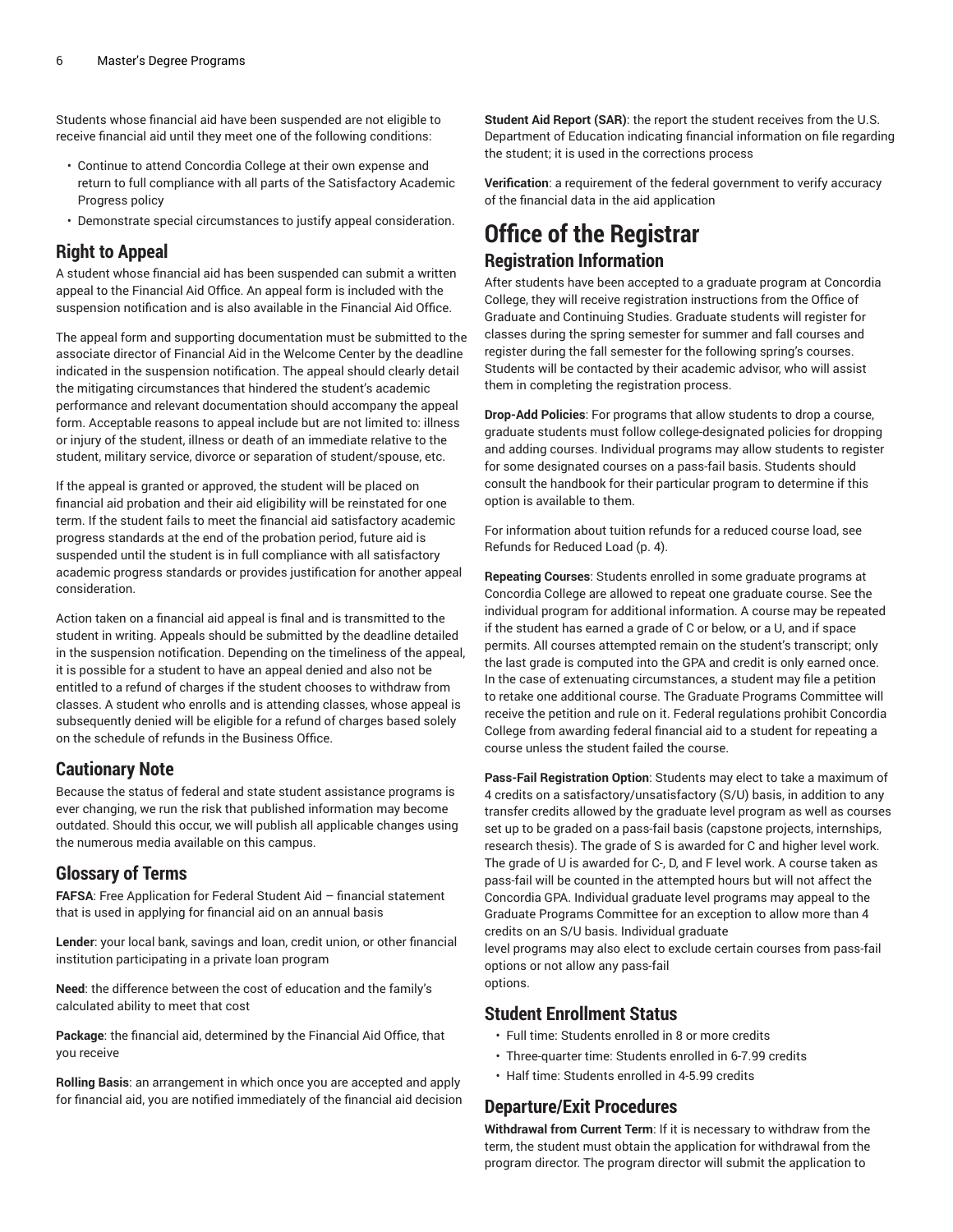Students whose financial aid have been suspended are not eligible to receive financial aid until they meet one of the following conditions:

- Continue to attend Concordia College at their own expense and return to full compliance with all parts of the Satisfactory Academic Progress policy
- Demonstrate special circumstances to justify appeal consideration.

## Right to Appeal

A student whose financial aid has been suspended can submit a written appeal to the Financial Aid Office. An appeal form is included with the suspension notification and is also available in the Financial Aid Office.

The appeal form and supporting documentation must be submitted to the associate director of Financial Aid in the Welcome Center by the deadline indicated in the suspension notification. The appeal should clearly detail the mitigating circumstances that hindered the student's academic performance and relevant documentation should accompany the appeal form. Acceptable reasons to appeal include but are not limited to: illness or injury of the student, illness or death of an immediate relative to the student, military service, divorce or separation of student/spouse, etc.

If the appeal is granted or approved, the student will be placed on financial aid probation and their aid eligibility will be reinstated for one term. If the student fails to meet the financial aid satisfactory academic progress standards at the end of the probation period, future aid is suspended until the student is in full compliance with all satisfactory academic progress standards or provides justification for another appeal consideration.

Action taken on a financial aid appeal is final and is transmitted to the student in writing. Appeals should be submitted by the deadline detailed in the suspension notification. Depending on the timeliness of the appeal, it is possible for a student to have an appeal denied and also not be entitled to a refund of charges if the student chooses to withdraw from classes. A student who enrolls and is attending classes, whose appeal is subsequently denied will be eligible for a refund of charges based solely on the schedule of refunds in the Business Office.

## Cautionary Note

Because the status of federal and state student assistance programs is ever changing, we run the risk that published information may become outdated. Should this occur, we will publish all applicable changes using the numerous media available on this campus.

## Glossary of Terms

**FAFSA**: Free Application for Federal Student Aid – financial statement that is used in applying for financial aid on an annual basis

**Lender**: your local bank, savings and loan, credit union, or other financial institution participating in a private loan program

**Need**: the difference between the cost of education and the family's calculated ability to meet that cost

**Package**: the financial aid, determined by the Financial Aid Office, that you receive

**Rolling Basis**: an arrangement in which once you are accepted and apply for financial aid, you are notified immediately of the financial aid decision

**Student Aid Report (SAR)**: the report the student receives from the U.S. Department of Education indicating financial information on file regarding the student; it is used in the corrections process

**Verification**: a requirement of the federal government to verify accuracy of the financial data in the aid application

# Office of the Registrar

## Registration Information

After students have been accepted to a graduate program at Concordia College, they will receive registration instructions from the Office of Graduate and Continuing Studies. Graduate students will register for classes during the spring semester for summer and fall courses and register during the fall semester for the following spring's courses. Students will be contacted by their academic advisor, who will assist them in completing the registration process.

**Drop-Add Policies**: For programs that allow students to drop a course, graduate students must follow college-designated policies for dropping and adding courses. Individual programs may allow students to register for some designated courses on a pass-fail basis. Students should consult the handbook for their particular program to determine if this option is available to them.

For information about tuition refunds for a reduced course load, see Refunds for Reduced Load (p. 4).

**Repeating Courses**: Students enrolled in some graduate programs at Concordia College are allowed to repeat one graduate course. See the individual program for additional information. A course may be repeated if the student has earned a grade of C or below, or a U, and if space permits. All courses attempted remain on the student's transcript; only the last grade is computed into the GPA and credit is only earned once. In the case of extenuating circumstances, a student may file a petition to retake one additional course. The Graduate Programs Committee will receive the petition and rule on it. Federal regulations prohibit Concordia College from awarding federal financial aid to a student for repeating a course unless the student failed the course.

**Pass-Fail Registration Option**: Students may elect to take a maximum of 4 credits on a satisfactory/unsatisfactory (S/U) basis, in addition to any transfer credits allowed by the graduate level program as well as courses set up to be graded on a pass-fail basis (capstone projects, internships, research thesis). The grade of S is awarded for C and higher level work. The grade of U is awarded for C-, D, and F level work. A course taken as pass-fail will be counted in the attempted hours but will not affect the Concordia GPA. Individual graduate level programs may appeal to the Graduate Programs Committee for an exception to allow more than 4 credits on an S/U basis. Individual graduate level programs may also elect to exclude certain courses from pass-fail options or not allow any pass-fail options.

## Student Enrollment Status

- Full time: Students enrolled in 8 or more credits
- Three-quarter time: Students enrolled in 6-7.99 credits
- Half time: Students enrolled in 4-5.99 credits

## Departure/Exit Procedures

**Withdrawal from Current Term**: If it is necessary to withdraw from the term, the student must obtain the application for withdrawal from the program director. The program director will submit the application to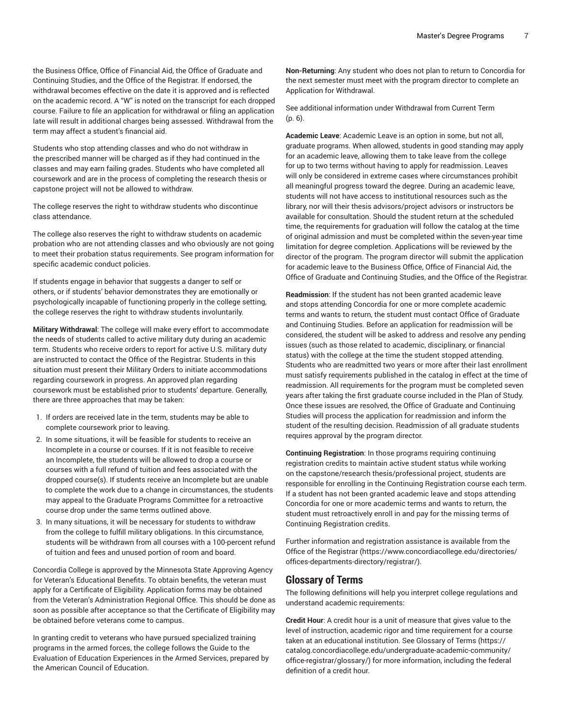the Business Office, Office of Financial Aid, the Office of Graduate and Continuing Studies, and the Office of the Registrar. If endorsed, the withdrawal becomes effective on the date it is approved and is reflected on the academic record. A "W" is noted on the transcript for each dropped course. Failure to file an application for withdrawal or filing an application late will result in additional charges being assessed. Withdrawal from the term may affect a student's financial aid.

Students who stop attending classes and who do not withdraw in the prescribed manner will be charged as if they had continued in the classes and may earn failing grades. Students who have completed all coursework and are in the process of completing the research thesis or capstone project will not be allowed to withdraw.

The college reserves the right to withdraw students who discontinue class attendance.

The college also reserves the right to withdraw students on academic probation who are not attending classes and who obviously are not going to meet their probation status requirements. See program information for specific academic conduct policies.

If students engage in behavior that suggests a danger to self or others, or if students' behavior demonstrates they are emotionally or psychologically incapable of functioning properly in the college setting, the college reserves the right to withdraw students involuntarily.

**Military Withdrawal**: The college will make every effort to accommodate the needs of students called to active military duty during an academic term. Students who receive orders to report for active U.S. military duty are instructed to contact the Office of the Registrar. Students in this situation must present their Military Orders to initiate accommodations regarding coursework in progress. An approved plan regarding coursework must be established prior to students' departure. Generally, there are three approaches that may be taken:

1. If orders are received late in the term, students may be able to complete coursework prior to leaving.
2. In some situations, it will be feasible for students to receive an Incomplete in a course or courses. If it is not feasible to receive an Incomplete, the students will be allowed to drop a course or courses with a full refund of tuition and fees associated with the dropped course(s). If students receive an Incomplete but are unable to complete the work due to a change in circumstances, the students may appeal to the Graduate Programs Committee for a retroactive course drop under the same terms outlined above.
3. In many situations, it will be necessary for students to withdraw from the college to fulfill military obligations. In this circumstance, students will be withdrawn from all courses with a 100-percent refund of tuition and fees and unused portion of room and board.

Concordia College is approved by the Minnesota State Approving Agency for Veteran's Educational Benefits. To obtain benefits, the veteran must apply for a Certificate of Eligibility. Application forms may be obtained from the Veteran's Administration Regional Office. This should be done as soon as possible after acceptance so that the Certificate of Eligibility may be obtained before veterans come to campus.

In granting credit to veterans who have pursued specialized training programs in the armed forces, the college follows the Guide to the Evaluation of Education Experiences in the Armed Services, prepared by the American Council of Education.

**Non-Returning**: Any student who does not plan to return to Concordia for the next semester must meet with the program director to complete an Application for Withdrawal.

See additional information under Withdrawal from Current Term (p. 6).

**Academic Leave**: Academic Leave is an option in some, but not all, graduate programs. When allowed, students in good standing may apply for an academic leave, allowing them to take leave from the college for up to two terms without having to apply for readmission. Leaves will only be considered in extreme cases where circumstances prohibit all meaningful progress toward the degree. During an academic leave, students will not have access to institutional resources such as the library, nor will their thesis advisors/project advisors or instructors be available for consultation. Should the student return at the scheduled time, the requirements for graduation will follow the catalog at the time of original admission and must be completed within the seven-year time limitation for degree completion. Applications will be reviewed by the director of the program. The program director will submit the application for academic leave to the Business Office, Office of Financial Aid, the Office of Graduate and Continuing Studies, and the Office of the Registrar.

**Readmission**: If the student has not been granted academic leave and stops attending Concordia for one or more complete academic terms and wants to return, the student must contact Office of Graduate and Continuing Studies. Before an application for readmission will be considered, the student will be asked to address and resolve any pending issues (such as those related to academic, disciplinary, or financial status) with the college at the time the student stopped attending. Students who are readmitted two years or more after their last enrollment must satisfy requirements published in the catalog in effect at the time of readmission. All requirements for the program must be completed seven years after taking the first graduate course included in the Plan of Study. Once these issues are resolved, the Office of Graduate and Continuing Studies will process the application for readmission and inform the student of the resulting decision. Readmission of all graduate students requires approval by the program director.

**Continuing Registration**: In those programs requiring continuing registration credits to maintain active student status while working on the capstone/research thesis/professional project, students are responsible for enrolling in the Continuing Registration course each term. If a student has not been granted academic leave and stops attending Concordia for one or more academic terms and wants to return, the student must retroactively enroll in and pay for the missing terms of Continuing Registration credits.

Further information and registration assistance is available from the Office of the Registrar (https://www.concordiacollege.edu/directories/offices-departments-directory/registrar/).

## Glossary of Terms

The following definitions will help you interpret college regulations and understand academic requirements:

**Credit Hour**: A credit hour is a unit of measure that gives value to the level of instruction, academic rigor and time requirement for a course taken at an educational institution. See Glossary of Terms (https://catalog.concordiacollege.edu/undergraduate-academic-community/office-registrar/glossary/) for more information, including the federal definition of a credit hour.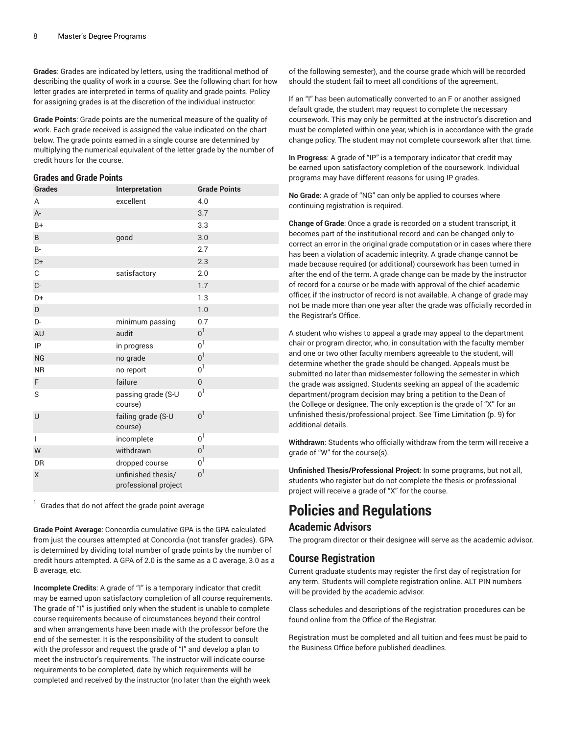**Grades**: Grades are indicated by letters, using the traditional method of describing the quality of work in a course. See the following chart for how letter grades are interpreted in terms of quality and grade points. Policy for assigning grades is at the discretion of the individual instructor.

**Grade Points**: Grade points are the numerical measure of the quality of work. Each grade received is assigned the value indicated on the chart below. The grade points earned in a single course are determined by multiplying the numerical equivalent of the letter grade by the number of credit hours for the course.

### Grades and Grade Points

| Grades | Interpretation | Grade Points |
| --- | --- | --- |
| A | excellent | 4.0 |
| A- | | 3.7 |
| B+ | | 3.3 |
| B | good | 3.0 |
| B- | | 2.7 |
| C+ | | 2.3 |
| C | satisfactory | 2.0 |
| C- | | 1.7 |
| D+ | | 1.3 |
| D | | 1.0 |
| D- | minimum passing | 0.7 |
| AU | audit | 0[1] |
| IP | in progress | 0[1] |
| NG | no grade | 0[1] |
| NR | no report | 0[1] |
| F | failure | 0 |
| S | passing grade (S-U course) | 0[1] |
| U | failing grade (S-U course) | 0[1] |
| I | incomplete | 0[1] |
| W | withdrawn | 0[1] |
| DR | dropped course | 0[1] |
| X | unfinished thesis/ professional project | 0[1] |

[1] Grades that do not affect the grade point average

**Grade Point Average**: Concordia cumulative GPA is the GPA calculated from just the courses attempted at Concordia (not transfer grades). GPA is determined by dividing total number of grade points by the number of credit hours attempted. A GPA of 2.0 is the same as a C average, 3.0 as a B average, etc.

**Incomplete Credits**: A grade of "I" is a temporary indicator that credit may be earned upon satisfactory completion of all course requirements. The grade of "I" is justified only when the student is unable to complete course requirements because of circumstances beyond their control and when arrangements have been made with the professor before the end of the semester. It is the responsibility of the student to consult with the professor and request the grade of "I" and develop a plan to meet the instructor's requirements. The instructor will indicate course requirements to be completed, date by which requirements will be completed and received by the instructor (no later than the eighth week of the following semester), and the course grade which will be recorded should the student fail to meet all conditions of the agreement.

If an "I" has been automatically converted to an F or another assigned default grade, the student may request to complete the necessary coursework. This may only be permitted at the instructor's discretion and must be completed within one year, which is in accordance with the grade change policy. The student may not complete coursework after that time.

**In Progress**: A grade of "IP" is a temporary indicator that credit may be earned upon satisfactory completion of the coursework. Individual programs may have different reasons for using IP grades.

**No Grade**: A grade of "NG" can only be applied to courses where continuing registration is required.

**Change of Grade**: Once a grade is recorded on a student transcript, it becomes part of the institutional record and can be changed only to correct an error in the original grade computation or in cases where there has been a violation of academic integrity. A grade change cannot be made because required (or additional) coursework has been turned in after the end of the term. A grade change can be made by the instructor of record for a course or be made with approval of the chief academic officer, if the instructor of record is not available. A change of grade may not be made more than one year after the grade was officially recorded in the Registrar's Office.

A student who wishes to appeal a grade may appeal to the department chair or program director, who, in consultation with the faculty member and one or two other faculty members agreeable to the student, will determine whether the grade should be changed. Appeals must be submitted no later than midsemester following the semester in which the grade was assigned. Students seeking an appeal of the academic department/program decision may bring a petition to the Dean of the College or designee. The only exception is the grade of "X" for an unfinished thesis/professional project. See Time Limitation (p. 9) for additional details.

**Withdrawn**: Students who officially withdraw from the term will receive a grade of "W" for the course(s).

**Unfinished Thesis/Professional Project**: In some programs, but not all, students who register but do not complete the thesis or professional project will receive a grade of "X" for the course.

# Policies and Regulations

## Academic Advisors

The program director or their designee will serve as the academic advisor.

## Course Registration

Current graduate students may register the first day of registration for any term. Students will complete registration online. ALT PIN numbers will be provided by the academic advisor.

Class schedules and descriptions of the registration procedures can be found online from the Office of the Registrar.

Registration must be completed and all tuition and fees must be paid to the Business Office before published deadlines.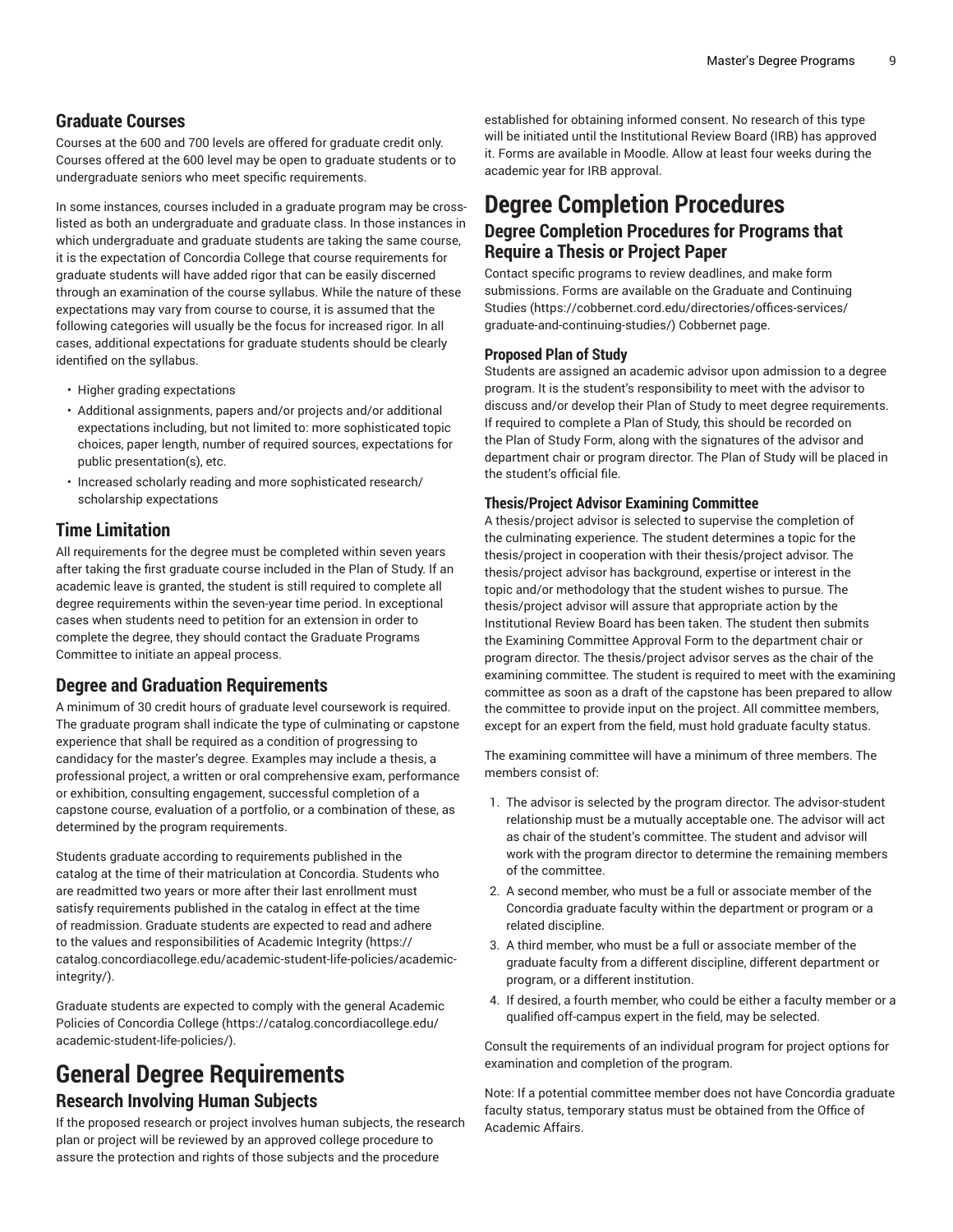## Graduate Courses

Courses at the 600 and 700 levels are offered for graduate credit only. Courses offered at the 600 level may be open to graduate students or to undergraduate seniors who meet specific requirements.

In some instances, courses included in a graduate program may be cross-listed as both an undergraduate and graduate class. In those instances in which undergraduate and graduate students are taking the same course, it is the expectation of Concordia College that course requirements for graduate students will have added rigor that can be easily discerned through an examination of the course syllabus. While the nature of these expectations may vary from course to course, it is assumed that the following categories will usually be the focus for increased rigor. In all cases, additional expectations for graduate students should be clearly identified on the syllabus.

- Higher grading expectations
- Additional assignments, papers and/or projects and/or additional expectations including, but not limited to: more sophisticated topic choices, paper length, number of required sources, expectations for public presentation(s), etc.
- Increased scholarly reading and more sophisticated research/scholarship expectations

## Time Limitation

All requirements for the degree must be completed within seven years after taking the first graduate course included in the Plan of Study. If an academic leave is granted, the student is still required to complete all degree requirements within the seven-year time period. In exceptional cases when students need to petition for an extension in order to complete the degree, they should contact the Graduate Programs Committee to initiate an appeal process.

## Degree and Graduation Requirements

A minimum of 30 credit hours of graduate level coursework is required. The graduate program shall indicate the type of culminating or capstone experience that shall be required as a condition of progressing to candidacy for the master's degree. Examples may include a thesis, a professional project, a written or oral comprehensive exam, performance or exhibition, consulting engagement, successful completion of a capstone course, evaluation of a portfolio, or a combination of these, as determined by the program requirements.

Students graduate according to requirements published in the catalog at the time of their matriculation at Concordia. Students who are readmitted two years or more after their last enrollment must satisfy requirements published in the catalog in effect at the time of readmission. Graduate students are expected to read and adhere to the values and responsibilities of Academic Integrity (https://catalog.concordiacollege.edu/academic-student-life-policies/academic-integrity/).

Graduate students are expected to comply with the general Academic Policies of Concordia College (https://catalog.concordiacollege.edu/academic-student-life-policies/).

# General Degree Requirements

## Research Involving Human Subjects

If the proposed research or project involves human subjects, the research plan or project will be reviewed by an approved college procedure to assure the protection and rights of those subjects and the procedure established for obtaining informed consent. No research of this type will be initiated until the Institutional Review Board (IRB) has approved it. Forms are available in Moodle. Allow at least four weeks during the academic year for IRB approval.

# Degree Completion Procedures

## Degree Completion Procedures for Programs that Require a Thesis or Project Paper

Contact specific programs to review deadlines, and make form submissions. Forms are available on the Graduate and Continuing Studies (https://cobbernet.cord.edu/directories/offices-services/graduate-and-continuing-studies/) Cobbernet page.

### Proposed Plan of Study

Students are assigned an academic advisor upon admission to a degree program. It is the student's responsibility to meet with the advisor to discuss and/or develop their Plan of Study to meet degree requirements. If required to complete a Plan of Study, this should be recorded on the Plan of Study Form, along with the signatures of the advisor and department chair or program director. The Plan of Study will be placed in the student's official file.

### Thesis/Project Advisor Examining Committee

A thesis/project advisor is selected to supervise the completion of the culminating experience. The student determines a topic for the thesis/project in cooperation with their thesis/project advisor. The thesis/project advisor has background, expertise or interest in the topic and/or methodology that the student wishes to pursue. The thesis/project advisor will assure that appropriate action by the Institutional Review Board has been taken. The student then submits the Examining Committee Approval Form to the department chair or program director. The thesis/project advisor serves as the chair of the examining committee. The student is required to meet with the examining committee as soon as a draft of the capstone has been prepared to allow the committee to provide input on the project. All committee members, except for an expert from the field, must hold graduate faculty status.

The examining committee will have a minimum of three members. The members consist of:

1. The advisor is selected by the program director. The advisor-student relationship must be a mutually acceptable one. The advisor will act as chair of the student's committee. The student and advisor will work with the program director to determine the remaining members of the committee.
2. A second member, who must be a full or associate member of the Concordia graduate faculty within the department or program or a related discipline.
3. A third member, who must be a full or associate member of the graduate faculty from a different discipline, different department or program, or a different institution.
4. If desired, a fourth member, who could be either a faculty member or a qualified off-campus expert in the field, may be selected.

Consult the requirements of an individual program for project options for examination and completion of the program.

Note: If a potential committee member does not have Concordia graduate faculty status, temporary status must be obtained from the Office of Academic Affairs.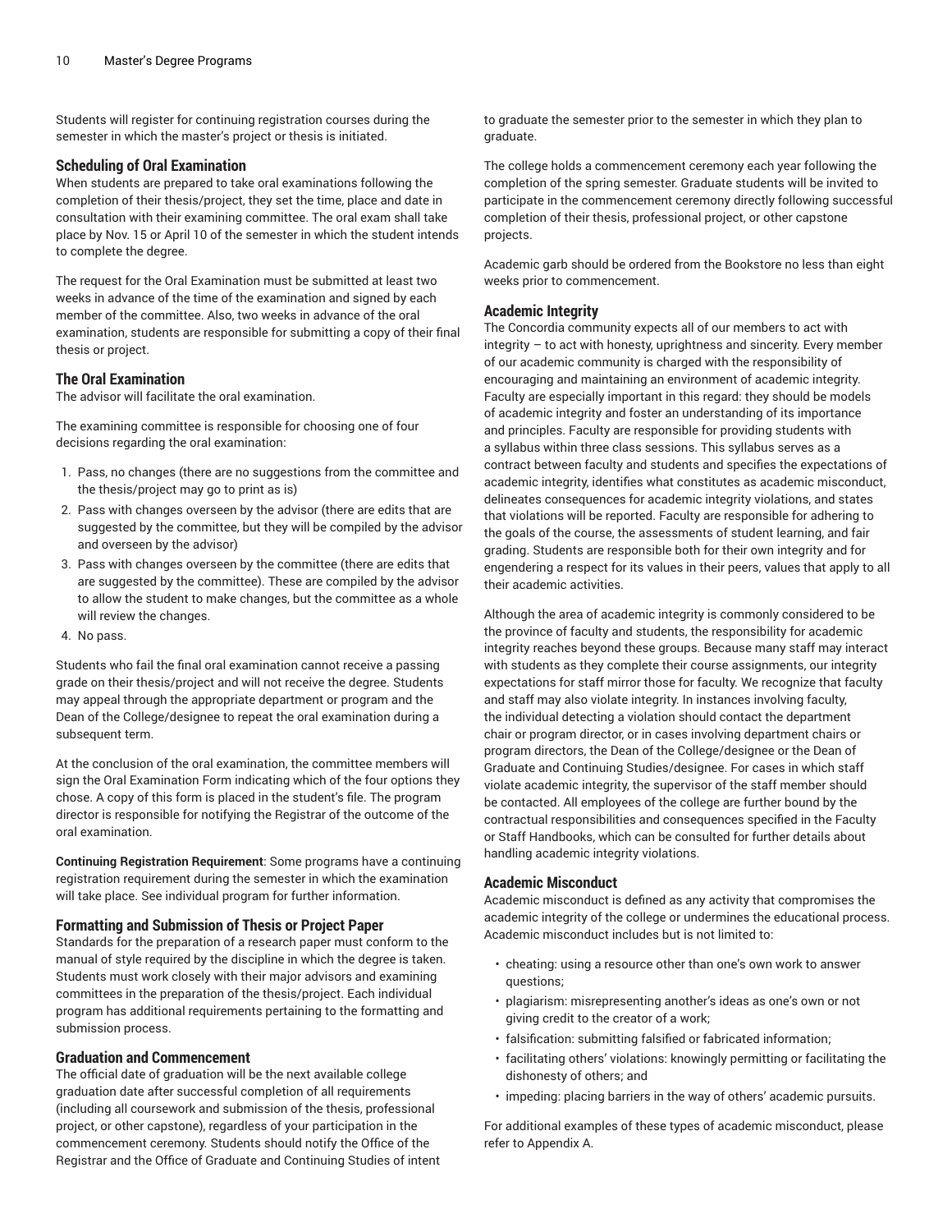Students will register for continuing registration courses during the semester in which the master's project or thesis is initiated.

### Scheduling of Oral Examination

When students are prepared to take oral examinations following the completion of their thesis/project, they set the time, place and date in consultation with their examining committee. The oral exam shall take place by Nov. 15 or April 10 of the semester in which the student intends to complete the degree.

The request for the Oral Examination must be submitted at least two weeks in advance of the time of the examination and signed by each member of the committee. Also, two weeks in advance of the oral examination, students are responsible for submitting a copy of their final thesis or project.

### The Oral Examination

The advisor will facilitate the oral examination.

The examining committee is responsible for choosing one of four decisions regarding the oral examination:

1. Pass, no changes (there are no suggestions from the committee and the thesis/project may go to print as is)
2. Pass with changes overseen by the advisor (there are edits that are suggested by the committee, but they will be compiled by the advisor and overseen by the advisor)
3. Pass with changes overseen by the committee (there are edits that are suggested by the committee). These are compiled by the advisor to allow the student to make changes, but the committee as a whole will review the changes.
4. No pass.

Students who fail the final oral examination cannot receive a passing grade on their thesis/project and will not receive the degree. Students may appeal through the appropriate department or program and the Dean of the College/designee to repeat the oral examination during a subsequent term.

At the conclusion of the oral examination, the committee members will sign the Oral Examination Form indicating which of the four options they chose. A copy of this form is placed in the student's file. The program director is responsible for notifying the Registrar of the outcome of the oral examination.

**Continuing Registration Requirement**: Some programs have a continuing registration requirement during the semester in which the examination will take place. See individual program for further information.

### Formatting and Submission of Thesis or Project Paper

Standards for the preparation of a research paper must conform to the manual of style required by the discipline in which the degree is taken. Students must work closely with their major advisors and examining committees in the preparation of the thesis/project. Each individual program has additional requirements pertaining to the formatting and submission process.

### Graduation and Commencement

The official date of graduation will be the next available college graduation date after successful completion of all requirements (including all coursework and submission of the thesis, professional project, or other capstone), regardless of your participation in the commencement ceremony. Students should notify the Office of the Registrar and the Office of Graduate and Continuing Studies of intent to graduate the semester prior to the semester in which they plan to graduate.

The college holds a commencement ceremony each year following the completion of the spring semester. Graduate students will be invited to participate in the commencement ceremony directly following successful completion of their thesis, professional project, or other capstone projects.

Academic garb should be ordered from the Bookstore no less than eight weeks prior to commencement.

### Academic Integrity

The Concordia community expects all of our members to act with integrity – to act with honesty, uprightness and sincerity. Every member of our academic community is charged with the responsibility of encouraging and maintaining an environment of academic integrity. Faculty are especially important in this regard: they should be models of academic integrity and foster an understanding of its importance and principles. Faculty are responsible for providing students with a syllabus within three class sessions. This syllabus serves as a contract between faculty and students and specifies the expectations of academic integrity, identifies what constitutes as academic misconduct, delineates consequences for academic integrity violations, and states that violations will be reported. Faculty are responsible for adhering to the goals of the course, the assessments of student learning, and fair grading. Students are responsible both for their own integrity and for engendering a respect for its values in their peers, values that apply to all their academic activities.

Although the area of academic integrity is commonly considered to be the province of faculty and students, the responsibility for academic integrity reaches beyond these groups. Because many staff may interact with students as they complete their course assignments, our integrity expectations for staff mirror those for faculty. We recognize that faculty and staff may also violate integrity. In instances involving faculty, the individual detecting a violation should contact the department chair or program director, or in cases involving department chairs or program directors, the Dean of the College/designee or the Dean of Graduate and Continuing Studies/designee. For cases in which staff violate academic integrity, the supervisor of the staff member should be contacted. All employees of the college are further bound by the contractual responsibilities and consequences specified in the Faculty or Staff Handbooks, which can be consulted for further details about handling academic integrity violations.

### Academic Misconduct

Academic misconduct is defined as any activity that compromises the academic integrity of the college or undermines the educational process. Academic misconduct includes but is not limited to:

- cheating: using a resource other than one's own work to answer questions;
- plagiarism: misrepresenting another's ideas as one's own or not giving credit to the creator of a work;
- falsification: submitting falsified or fabricated information;
- facilitating others' violations: knowingly permitting or facilitating the dishonesty of others; and
- impeding: placing barriers in the way of others' academic pursuits.

For additional examples of these types of academic misconduct, please refer to Appendix A.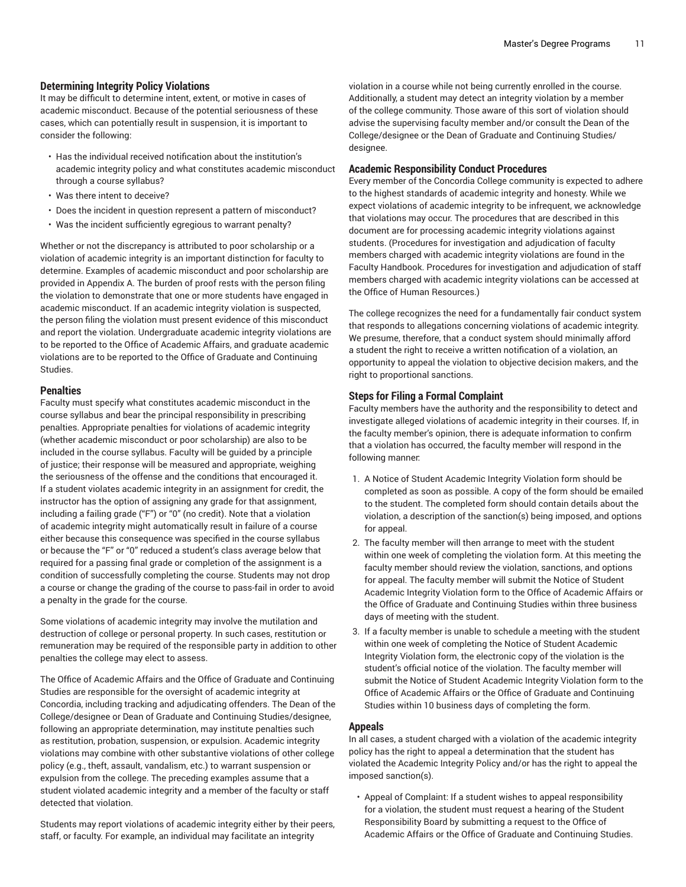### Determining Integrity Policy Violations

It may be difficult to determine intent, extent, or motive in cases of academic misconduct. Because of the potential seriousness of these cases, which can potentially result in suspension, it is important to consider the following:

- Has the individual received notification about the institution's academic integrity policy and what constitutes academic misconduct through a course syllabus?
- Was there intent to deceive?
- Does the incident in question represent a pattern of misconduct?
- Was the incident sufficiently egregious to warrant penalty?

Whether or not the discrepancy is attributed to poor scholarship or a violation of academic integrity is an important distinction for faculty to determine. Examples of academic misconduct and poor scholarship are provided in Appendix A. The burden of proof rests with the person filing the violation to demonstrate that one or more students have engaged in academic misconduct. If an academic integrity violation is suspected, the person filing the violation must present evidence of this misconduct and report the violation. Undergraduate academic integrity violations are to be reported to the Office of Academic Affairs, and graduate academic violations are to be reported to the Office of Graduate and Continuing Studies.

### Penalties

Faculty must specify what constitutes academic misconduct in the course syllabus and bear the principal responsibility in prescribing penalties. Appropriate penalties for violations of academic integrity (whether academic misconduct or poor scholarship) are also to be included in the course syllabus. Faculty will be guided by a principle of justice; their response will be measured and appropriate, weighing the seriousness of the offense and the conditions that encouraged it. If a student violates academic integrity in an assignment for credit, the instructor has the option of assigning any grade for that assignment, including a failing grade ("F") or "0" (no credit). Note that a violation of academic integrity might automatically result in failure of a course either because this consequence was specified in the course syllabus or because the "F" or "0" reduced a student's class average below that required for a passing final grade or completion of the assignment is a condition of successfully completing the course. Students may not drop a course or change the grading of the course to pass-fail in order to avoid a penalty in the grade for the course.

Some violations of academic integrity may involve the mutilation and destruction of college or personal property. In such cases, restitution or remuneration may be required of the responsible party in addition to other penalties the college may elect to assess.

The Office of Academic Affairs and the Office of Graduate and Continuing Studies are responsible for the oversight of academic integrity at Concordia, including tracking and adjudicating offenders. The Dean of the College/designee or Dean of Graduate and Continuing Studies/designee, following an appropriate determination, may institute penalties such as restitution, probation, suspension, or expulsion. Academic integrity violations may combine with other substantive violations of other college policy (e.g., theft, assault, vandalism, etc.) to warrant suspension or expulsion from the college. The preceding examples assume that a student violated academic integrity and a member of the faculty or staff detected that violation.

Students may report violations of academic integrity either by their peers, staff, or faculty. For example, an individual may facilitate an integrity violation in a course while not being currently enrolled in the course. Additionally, a student may detect an integrity violation by a member of the college community. Those aware of this sort of violation should advise the supervising faculty member and/or consult the Dean of the College/designee or the Dean of Graduate and Continuing Studies/designee.

### Academic Responsibility Conduct Procedures

Every member of the Concordia College community is expected to adhere to the highest standards of academic integrity and honesty. While we expect violations of academic integrity to be infrequent, we acknowledge that violations may occur. The procedures that are described in this document are for processing academic integrity violations against students. (Procedures for investigation and adjudication of faculty members charged with academic integrity violations are found in the Faculty Handbook. Procedures for investigation and adjudication of staff members charged with academic integrity violations can be accessed at the Office of Human Resources.)

The college recognizes the need for a fundamentally fair conduct system that responds to allegations concerning violations of academic integrity. We presume, therefore, that a conduct system should minimally afford a student the right to receive a written notification of a violation, an opportunity to appeal the violation to objective decision makers, and the right to proportional sanctions.

### Steps for Filing a Formal Complaint

Faculty members have the authority and the responsibility to detect and investigate alleged violations of academic integrity in their courses. If, in the faculty member's opinion, there is adequate information to confirm that a violation has occurred, the faculty member will respond in the following manner:

1. A Notice of Student Academic Integrity Violation form should be completed as soon as possible. A copy of the form should be emailed to the student. The completed form should contain details about the violation, a description of the sanction(s) being imposed, and options for appeal.
2. The faculty member will then arrange to meet with the student within one week of completing the violation form. At this meeting the faculty member should review the violation, sanctions, and options for appeal. The faculty member will submit the Notice of Student Academic Integrity Violation form to the Office of Academic Affairs or the Office of Graduate and Continuing Studies within three business days of meeting with the student.
3. If a faculty member is unable to schedule a meeting with the student within one week of completing the Notice of Student Academic Integrity Violation form, the electronic copy of the violation is the student's official notice of the violation. The faculty member will submit the Notice of Student Academic Integrity Violation form to the Office of Academic Affairs or the Office of Graduate and Continuing Studies within 10 business days of completing the form.

### Appeals

In all cases, a student charged with a violation of the academic integrity policy has the right to appeal a determination that the student has violated the Academic Integrity Policy and/or has the right to appeal the imposed sanction(s).

- Appeal of Complaint: If a student wishes to appeal responsibility for a violation, the student must request a hearing of the Student Responsibility Board by submitting a request to the Office of Academic Affairs or the Office of Graduate and Continuing Studies.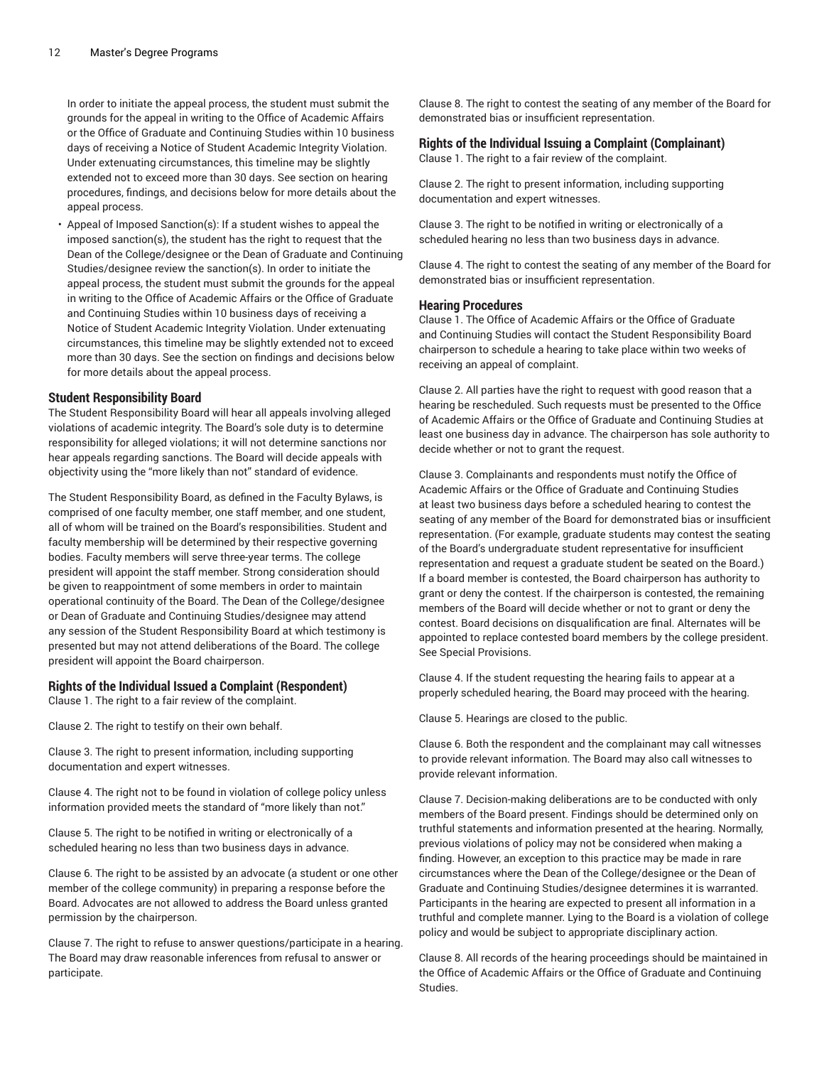In order to initiate the appeal process, the student must submit the grounds for the appeal in writing to the Office of Academic Affairs or the Office of Graduate and Continuing Studies within 10 business days of receiving a Notice of Student Academic Integrity Violation. Under extenuating circumstances, this timeline may be slightly extended not to exceed more than 30 days. See section on hearing procedures, findings, and decisions below for more details about the appeal process.

- Appeal of Imposed Sanction(s): If a student wishes to appeal the imposed sanction(s), the student has the right to request that the Dean of the College/designee or the Dean of Graduate and Continuing Studies/designee review the sanction(s). In order to initiate the appeal process, the student must submit the grounds for the appeal in writing to the Office of Academic Affairs or the Office of Graduate and Continuing Studies within 10 business days of receiving a Notice of Student Academic Integrity Violation. Under extenuating circumstances, this timeline may be slightly extended not to exceed more than 30 days. See the section on findings and decisions below for more details about the appeal process.

### Student Responsibility Board

The Student Responsibility Board will hear all appeals involving alleged violations of academic integrity. The Board's sole duty is to determine responsibility for alleged violations; it will not determine sanctions nor hear appeals regarding sanctions. The Board will decide appeals with objectivity using the "more likely than not" standard of evidence.

The Student Responsibility Board, as defined in the Faculty Bylaws, is comprised of one faculty member, one staff member, and one student, all of whom will be trained on the Board's responsibilities. Student and faculty membership will be determined by their respective governing bodies. Faculty members will serve three-year terms. The college president will appoint the staff member. Strong consideration should be given to reappointment of some members in order to maintain operational continuity of the Board. The Dean of the College/designee or Dean of Graduate and Continuing Studies/designee may attend any session of the Student Responsibility Board at which testimony is presented but may not attend deliberations of the Board. The college president will appoint the Board chairperson.

### Rights of the Individual Issued a Complaint (Respondent)

Clause 1. The right to a fair review of the complaint.

Clause 2. The right to testify on their own behalf.

Clause 3. The right to present information, including supporting documentation and expert witnesses.

Clause 4. The right not to be found in violation of college policy unless information provided meets the standard of "more likely than not."

Clause 5. The right to be notified in writing or electronically of a scheduled hearing no less than two business days in advance.

Clause 6. The right to be assisted by an advocate (a student or one other member of the college community) in preparing a response before the Board. Advocates are not allowed to address the Board unless granted permission by the chairperson.

Clause 7. The right to refuse to answer questions/participate in a hearing. The Board may draw reasonable inferences from refusal to answer or participate.

Clause 8. The right to contest the seating of any member of the Board for demonstrated bias or insufficient representation.

### Rights of the Individual Issuing a Complaint (Complainant)

Clause 1. The right to a fair review of the complaint.

Clause 2. The right to present information, including supporting documentation and expert witnesses.

Clause 3. The right to be notified in writing or electronically of a scheduled hearing no less than two business days in advance.

Clause 4. The right to contest the seating of any member of the Board for demonstrated bias or insufficient representation.

### Hearing Procedures

Clause 1. The Office of Academic Affairs or the Office of Graduate and Continuing Studies will contact the Student Responsibility Board chairperson to schedule a hearing to take place within two weeks of receiving an appeal of complaint.

Clause 2. All parties have the right to request with good reason that a hearing be rescheduled. Such requests must be presented to the Office of Academic Affairs or the Office of Graduate and Continuing Studies at least one business day in advance. The chairperson has sole authority to decide whether or not to grant the request.

Clause 3. Complainants and respondents must notify the Office of Academic Affairs or the Office of Graduate and Continuing Studies at least two business days before a scheduled hearing to contest the seating of any member of the Board for demonstrated bias or insufficient representation. (For example, graduate students may contest the seating of the Board's undergraduate student representative for insufficient representation and request a graduate student be seated on the Board.) If a board member is contested, the Board chairperson has authority to grant or deny the contest. If the chairperson is contested, the remaining members of the Board will decide whether or not to grant or deny the contest. Board decisions on disqualification are final. Alternates will be appointed to replace contested board members by the college president. See Special Provisions.

Clause 4. If the student requesting the hearing fails to appear at a properly scheduled hearing, the Board may proceed with the hearing.

Clause 5. Hearings are closed to the public.

Clause 6. Both the respondent and the complainant may call witnesses to provide relevant information. The Board may also call witnesses to provide relevant information.

Clause 7. Decision-making deliberations are to be conducted with only members of the Board present. Findings should be determined only on truthful statements and information presented at the hearing. Normally, previous violations of policy may not be considered when making a finding. However, an exception to this practice may be made in rare circumstances where the Dean of the College/designee or the Dean of Graduate and Continuing Studies/designee determines it is warranted. Participants in the hearing are expected to present all information in a truthful and complete manner. Lying to the Board is a violation of college policy and would be subject to appropriate disciplinary action.

Clause 8. All records of the hearing proceedings should be maintained in the Office of Academic Affairs or the Office of Graduate and Continuing Studies.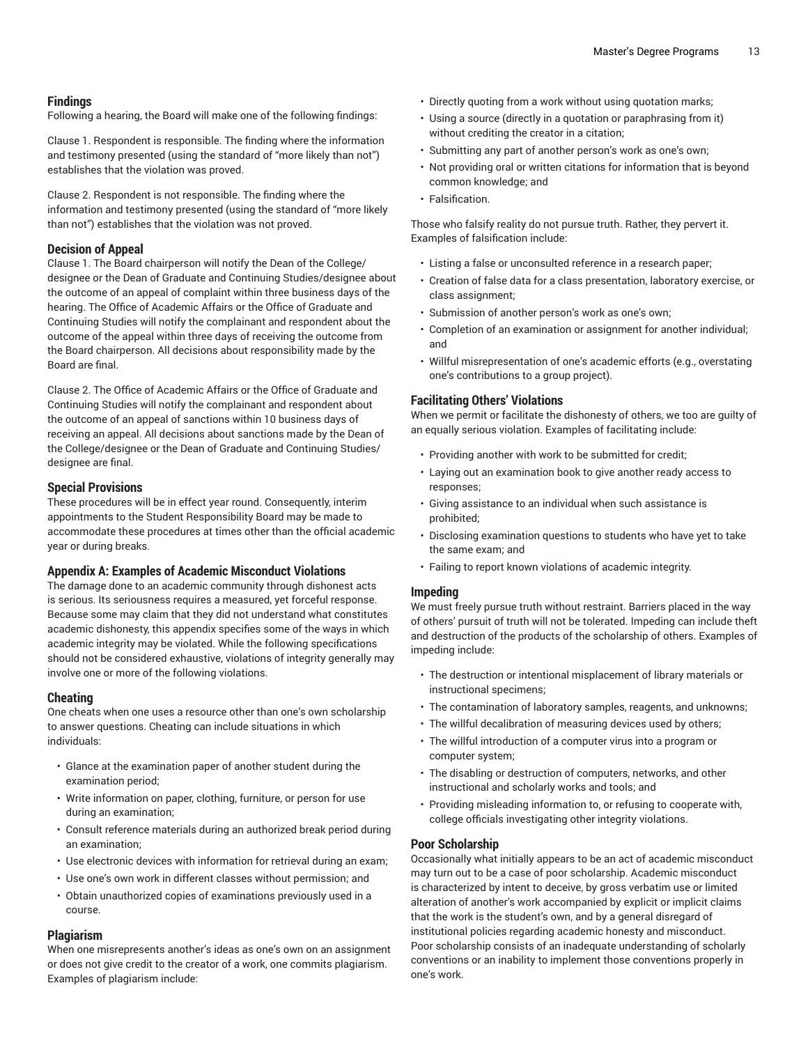### Findings

Following a hearing, the Board will make one of the following findings:

Clause 1. Respondent is responsible. The finding where the information and testimony presented (using the standard of "more likely than not") establishes that the violation was proved.

Clause 2. Respondent is not responsible. The finding where the information and testimony presented (using the standard of "more likely than not") establishes that the violation was not proved.

### Decision of Appeal

Clause 1. The Board chairperson will notify the Dean of the College/designee or the Dean of Graduate and Continuing Studies/designee about the outcome of an appeal of complaint within three business days of the hearing. The Office of Academic Affairs or the Office of Graduate and Continuing Studies will notify the complainant and respondent about the outcome of the appeal within three days of receiving the outcome from the Board chairperson. All decisions about responsibility made by the Board are final.

Clause 2. The Office of Academic Affairs or the Office of Graduate and Continuing Studies will notify the complainant and respondent about the outcome of an appeal of sanctions within 10 business days of receiving an appeal. All decisions about sanctions made by the Dean of the College/designee or the Dean of Graduate and Continuing Studies/designee are final.

### Special Provisions

These procedures will be in effect year round. Consequently, interim appointments to the Student Responsibility Board may be made to accommodate these procedures at times other than the official academic year or during breaks.

### Appendix A: Examples of Academic Misconduct Violations

The damage done to an academic community through dishonest acts is serious. Its seriousness requires a measured, yet forceful response. Because some may claim that they did not understand what constitutes academic dishonesty, this appendix specifies some of the ways in which academic integrity may be violated. While the following specifications should not be considered exhaustive, violations of integrity generally may involve one or more of the following violations.

### Cheating

One cheats when one uses a resource other than one's own scholarship to answer questions. Cheating can include situations in which individuals:

- Glance at the examination paper of another student during the examination period;
- Write information on paper, clothing, furniture, or person for use during an examination;
- Consult reference materials during an authorized break period during an examination;
- Use electronic devices with information for retrieval during an exam;
- Use one's own work in different classes without permission; and
- Obtain unauthorized copies of examinations previously used in a course.

### Plagiarism

When one misrepresents another's ideas as one's own on an assignment or does not give credit to the creator of a work, one commits plagiarism. Examples of plagiarism include:

- Directly quoting from a work without using quotation marks;
- Using a source (directly in a quotation or paraphrasing from it) without crediting the creator in a citation;
- Submitting any part of another person's work as one's own;
- Not providing oral or written citations for information that is beyond common knowledge; and
- Falsification.

Those who falsify reality do not pursue truth. Rather, they pervert it. Examples of falsification include:

- Listing a false or unconsulted reference in a research paper;
- Creation of false data for a class presentation, laboratory exercise, or class assignment;
- Submission of another person's work as one's own;
- Completion of an examination or assignment for another individual; and
- Willful misrepresentation of one's academic efforts (e.g., overstating one's contributions to a group project).

### Facilitating Others' Violations

When we permit or facilitate the dishonesty of others, we too are guilty of an equally serious violation. Examples of facilitating include:

- Providing another with work to be submitted for credit;
- Laying out an examination book to give another ready access to responses;
- Giving assistance to an individual when such assistance is prohibited;
- Disclosing examination questions to students who have yet to take the same exam; and
- Failing to report known violations of academic integrity.

### Impeding

We must freely pursue truth without restraint. Barriers placed in the way of others' pursuit of truth will not be tolerated. Impeding can include theft and destruction of the products of the scholarship of others. Examples of impeding include:

- The destruction or intentional misplacement of library materials or instructional specimens;
- The contamination of laboratory samples, reagents, and unknowns;
- The willful decalibration of measuring devices used by others;
- The willful introduction of a computer virus into a program or computer system;
- The disabling or destruction of computers, networks, and other instructional and scholarly works and tools; and
- Providing misleading information to, or refusing to cooperate with, college officials investigating other integrity violations.

### Poor Scholarship

Occasionally what initially appears to be an act of academic misconduct may turn out to be a case of poor scholarship. Academic misconduct is characterized by intent to deceive, by gross verbatim use or limited alteration of another's work accompanied by explicit or implicit claims that the work is the student's own, and by a general disregard of institutional policies regarding academic honesty and misconduct. Poor scholarship consists of an inadequate understanding of scholarly conventions or an inability to implement those conventions properly in one's work.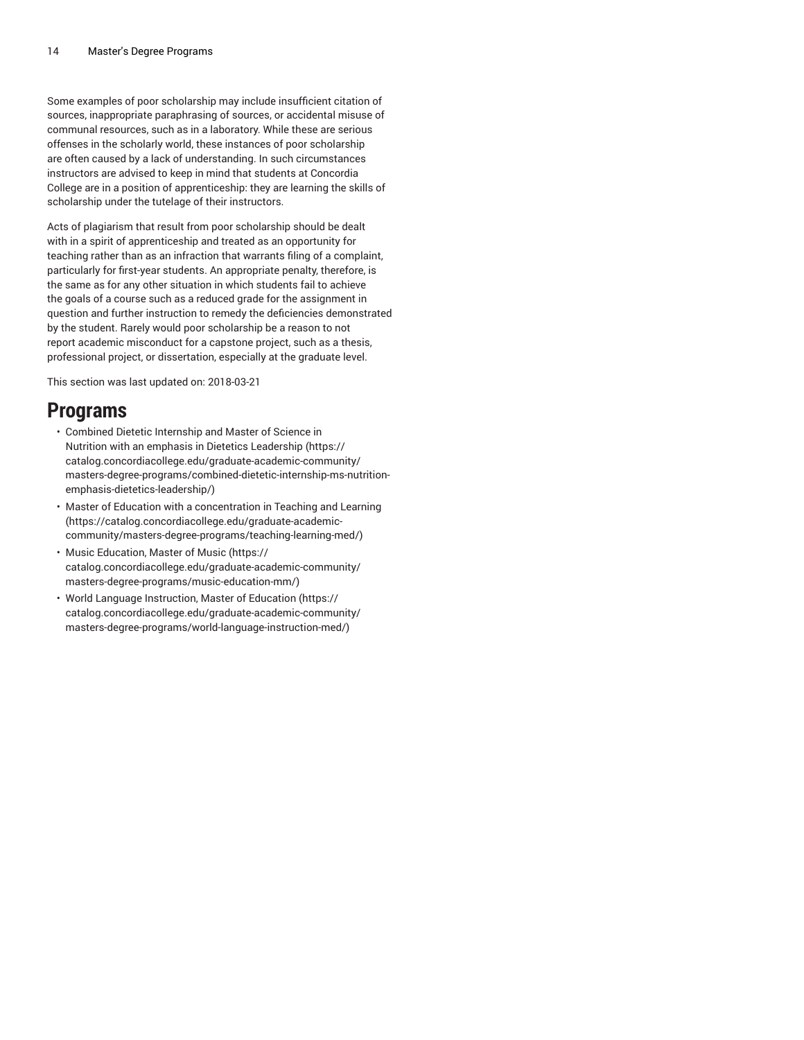Some examples of poor scholarship may include insufficient citation of sources, inappropriate paraphrasing of sources, or accidental misuse of communal resources, such as in a laboratory. While these are serious offenses in the scholarly world, these instances of poor scholarship are often caused by a lack of understanding. In such circumstances instructors are advised to keep in mind that students at Concordia College are in a position of apprenticeship: they are learning the skills of scholarship under the tutelage of their instructors.

Acts of plagiarism that result from poor scholarship should be dealt with in a spirit of apprenticeship and treated as an opportunity for teaching rather than as an infraction that warrants filing of a complaint, particularly for first-year students. An appropriate penalty, therefore, is the same as for any other situation in which students fail to achieve the goals of a course such as a reduced grade for the assignment in question and further instruction to remedy the deficiencies demonstrated by the student. Rarely would poor scholarship be a reason to not report academic misconduct for a capstone project, such as a thesis, professional project, or dissertation, especially at the graduate level.

This section was last updated on: 2018-03-21

# Programs

- Combined Dietetic Internship and Master of Science in Nutrition with an emphasis in Dietetics Leadership (https://catalog.concordiacollege.edu/graduate-academic-community/masters-degree-programs/combined-dietetic-internship-ms-nutrition-emphasis-dietetics-leadership/)
- Master of Education with a concentration in Teaching and Learning (https://catalog.concordiacollege.edu/graduate-academic-community/masters-degree-programs/teaching-learning-med/)
- Music Education, Master of Music (https://catalog.concordiacollege.edu/graduate-academic-community/masters-degree-programs/music-education-mm/)
- World Language Instruction, Master of Education (https://catalog.concordiacollege.edu/graduate-academic-community/masters-degree-programs/world-language-instruction-med/)